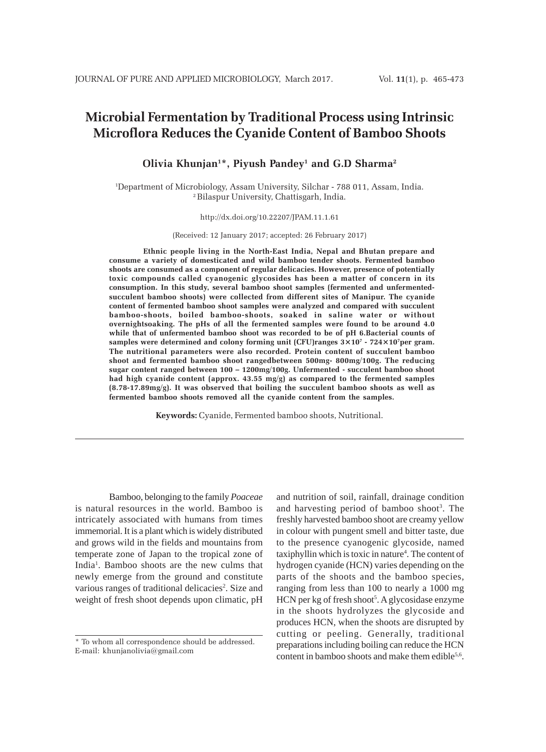# Microbial Fermentation by Traditional Process using Intrinsic Microflora Reduces the Cyanide Content of Bamboo Shoots

**Olivia Khunjan[1]*, Piyush Pandey[1] and G.D Sharma[2]**

[1]Department of Microbiology, Assam University, Silchar - 788 011, Assam, India.
[2]Bilaspur University, Chattisgarh, India.

http://dx.doi.org/10.22207/JPAM.11.1.61

(Received: 12 January 2017; accepted: 26 February 2017)

**Ethnic people living in the North-East India, Nepal and Bhutan prepare and consume a variety of domesticated and wild bamboo tender shoots. Fermented bamboo shoots are consumed as a component of regular delicacies. However, presence of potentially toxic compounds called cyanogenic glycosides has been a matter of concern in its consumption. In this study, several bamboo shoot samples (fermented and unfermented-succulent bamboo shoots) were collected from different sites of Manipur. The cyanide content of fermented bamboo shoot samples were analyzed and compared with succulent bamboo-shoots, boiled bamboo-shoots, soaked in saline water or without overnightsoaking. The pHs of all the fermented samples were found to be around 4.0 while that of unfermented bamboo shoot was recorded to be of pH 6.Bacterial counts of samples were determined and colony forming unit (CFU)ranges $3\times10^7$ - $724\times10^7$per gram. The nutritional parameters were also recorded. Protein content of succulent bamboo shoot and fermented bamboo shoot rangedbetween 500mg- 800mg/100g. The reducing sugar content ranged between 100 – 1200mg/100g. Unfermented - succulent bamboo shoot had high cyanide content (approx. 43.55 mg/g) as compared to the fermented samples (8.78-17.89mg/g). It was observed that boiling the succulent bamboo shoots as well as fermented bamboo shoots removed all the cyanide content from the samples.**

**Keywords:** Cyanide, Fermented bamboo shoots, Nutritional.

---

Bamboo, belonging to the family *Poaceae* is natural resources in the world. Bamboo is intricately associated with humans from times immemorial. It is a plant which is widely distributed and grows wild in the fields and mountains from temperate zone of Japan to the tropical zone of India[1]. Bamboo shoots are the new culms that newly emerge from the ground and constitute various ranges of traditional delicacies[2]. Size and weight of fresh shoot depends upon climatic, pH and nutrition of soil, rainfall, drainage condition and harvesting period of bamboo shoot[3]. The freshly harvested bamboo shoot are creamy yellow in colour with pungent smell and bitter taste, due to the presence cyanogenic glycoside, named taxiphyllin which is toxic in nature[4]. The content of hydrogen cyanide (HCN) varies depending on the parts of the shoots and the bamboo species, ranging from less than 100 to nearly a 1000 mg HCN per kg of fresh shoot[5]. A glycosidase enzyme in the shoots hydrolyzes the glycoside and produces HCN, when the shoots are disrupted by cutting or peeling. Generally, traditional preparations including boiling can reduce the HCN content in bamboo shoots and make them edible[5,6].

\* To whom all correspondence should be addressed.
E-mail: khunjanolivia@gmail.com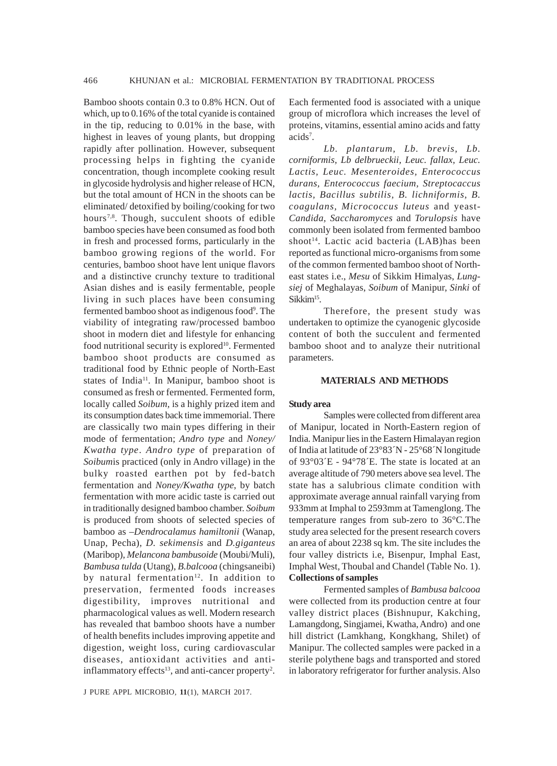Bamboo shoots contain 0.3 to 0.8% HCN. Out of which, up to 0.16% of the total cyanide is contained in the tip, reducing to 0.01% in the base, with highest in leaves of young plants, but dropping rapidly after pollination. However, subsequent processing helps in fighting the cyanide concentration, though incomplete cooking result in glycoside hydrolysis and higher release of HCN, but the total amount of HCN in the shoots can be eliminated/ detoxified by boiling/cooking for two hours[7,8]. Though, succulent shoots of edible bamboo species have been consumed as food both in fresh and processed forms, particularly in the bamboo growing regions of the world. For centuries, bamboo shoot have lent unique flavors and a distinctive crunchy texture to traditional Asian dishes and is easily fermentable, people living in such places have been consuming fermented bamboo shoot as indigenous food[9]. The viability of integrating raw/processed bamboo shoot in modern diet and lifestyle for enhancing food nutritional security is explored[10]. Fermented bamboo shoot products are consumed as traditional food by Ethnic people of North-East states of India[11]. In Manipur, bamboo shoot is consumed as fresh or fermented. Fermented form, locally called *Soibum,* is a highly prized item and its consumption dates back time immemorial. There are classically two main types differing in their mode of fermentation; *Andro type* and *Noney/ Kwatha type*. *Andro type* of preparation of *Soibum*is practiced (only in Andro village) in the bulky roasted earthen pot by fed-batch fermentation and *Noney/Kwatha type*, by batch fermentation with more acidic taste is carried out in traditionally designed bamboo chamber. *Soibum* is produced from shoots of selected species of bamboo as –*Dendrocalamus hamiltonii* (Wanap, Unap, Pecha), *D. sekimensis* and *D.giganteus* (Maribop), *Melancona bambusoide* (Moubi/Muli), *Bambusa tulda* (Utang), *B.balcooa* (chingsaneibi) by natural fermentation[12]. In addition to preservation, fermented foods increases digestibility, improves nutritional and pharmacological values as well. Modern research has revealed that bamboo shoots have a number of health benefits includes improving appetite and digestion, weight loss, curing cardiovascular diseases, antioxidant activities and anti-inflammatory effects[13], and anti-cancer property[2].

Each fermented food is associated with a unique group of microflora which increases the level of proteins, vitamins, essential amino acids and fatty acids[7].

*Lb. plantarum, Lb. brevis, Lb. corniformis, Lb delbrueckii, Leuc. fallax, Leuc. Lactis, Leuc. Mesenteroides, Enterococcus durans, Enterococcus faecium, Streptocaccus lactis, Bacillus subtilis, B. lichniformis, B. coagulans, Micrococcus luteus* and yeast-*Candida, Saccharomyces* and *Torulopsis* have commonly been isolated from fermented bamboo shoot[14]. Lactic acid bacteria (LAB)has been reported as functional micro-organisms from some of the common fermented bamboo shoot of North-east states i.e., *Mesu* of Sikkim Himalyas, *Lung-siej* of Meghalayas, *Soibum* of Manipur, *Sinki* of Sikkim[15].

Therefore, the present study was undertaken to optimize the cyanogenic glycoside content of both the succulent and fermented bamboo shoot and to analyze their nutritional parameters.

## MATERIALS AND METHODS

### Study area

Samples were collected from different area of Manipur, located in North-Eastern region of India. Manipur lies in the Eastern Himalayan region of India at latitude of 23°83´N - 25°68´N longitude of 93°03´E - 94°78´E. The state is located at an average altitude of 790 meters above sea level. The state has a salubrious climate condition with approximate average annual rainfall varying from 933mm at Imphal to 2593mm at Tamenglong. The temperature ranges from sub-zero to 36°C.The study area selected for the present research covers an area of about 2238 sq km. The site includes the four valley districts i.e, Bisenpur, Imphal East, Imphal West, Thoubal and Chandel (Table No. 1).

### Collections of samples

Fermented samples of *Bambusa balcooa* were collected from its production centre at four valley district places (Bishnupur, Kakching, Lamangdong, Singjamei, Kwatha, Andro) and one hill district (Lamkhang, Kongkhang, Shilet) of Manipur. The collected samples were packed in a sterile polythene bags and transported and stored in laboratory refrigerator for further analysis. Also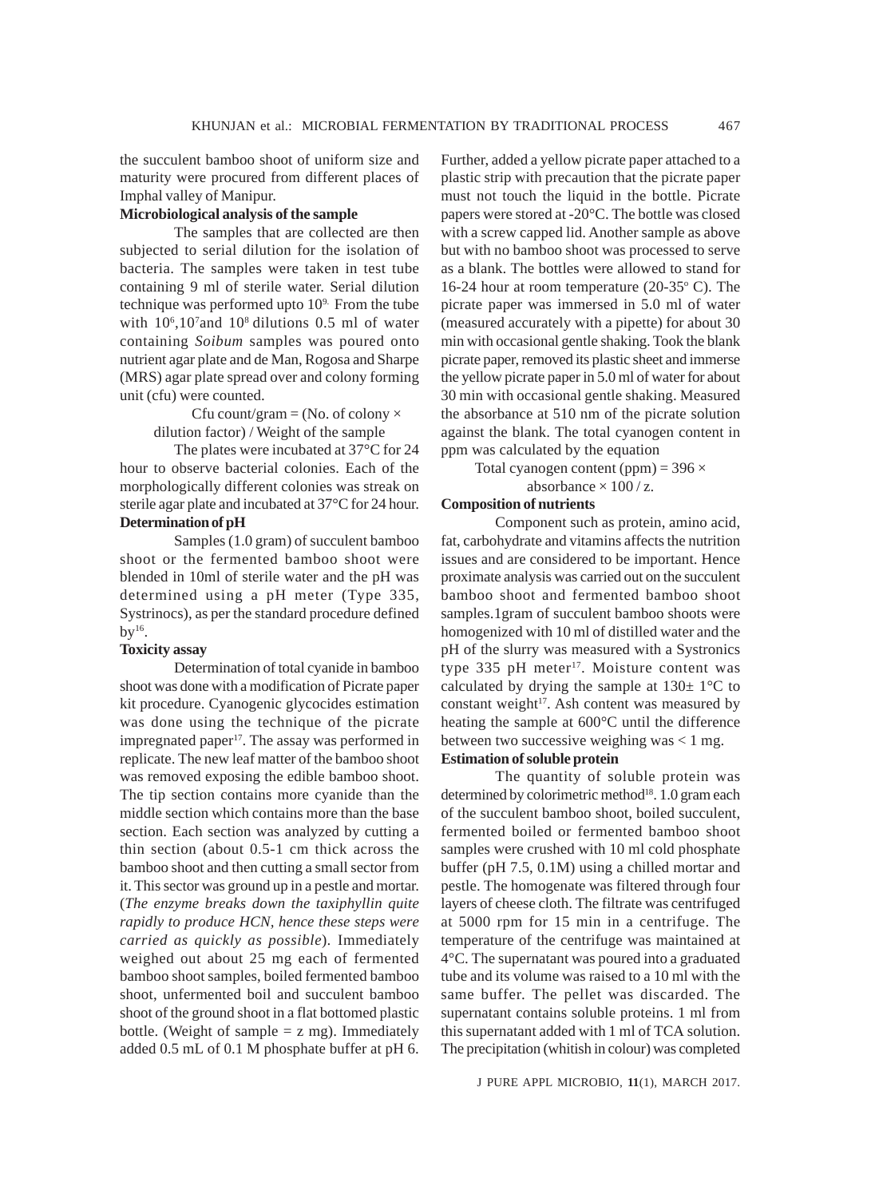the succulent bamboo shoot of uniform size and maturity were procured from different places of Imphal valley of Manipur.

### Microbiological analysis of the sample

The samples that are collected are then subjected to serial dilution for the isolation of bacteria. The samples were taken in test tube containing 9 ml of sterile water. Serial dilution technique was performed upto $10^9$. From the tube with $10^6$, $10^7$ and $10^8$ dilutions 0.5 ml of water containing *Soibum* samples was poured onto nutrient agar plate and de Man, Rogosa and Sharpe (MRS) agar plate spread over and colony forming unit (cfu) were counted.

Cfu count/gram = (No. of colony × dilution factor) / Weight of the sample

The plates were incubated at 37°C for 24 hour to observe bacterial colonies. Each of the morphologically different colonies was streak on sterile agar plate and incubated at 37°C for 24 hour.

### Determination of pH

Samples (1.0 gram) of succulent bamboo shoot or the fermented bamboo shoot were blended in 10ml of sterile water and the pH was determined using a pH meter (Type 335, Systrinocs), as per the standard procedure defined by[16].

### Toxicity assay

Determination of total cyanide in bamboo shoot was done with a modification of Picrate paper kit procedure. Cyanogenic glycocides estimation was done using the technique of the picrate impregnated paper[17]. The assay was performed in replicate. The new leaf matter of the bamboo shoot was removed exposing the edible bamboo shoot. The tip section contains more cyanide than the middle section which contains more than the base section. Each section was analyzed by cutting a thin section (about 0.5-1 cm thick across the bamboo shoot and then cutting a small sector from it. This sector was ground up in a pestle and mortar. (*The enzyme breaks down the taxiphyllin quite rapidly to produce HCN, hence these steps were carried as quickly as possible*). Immediately weighed out about 25 mg each of fermented bamboo shoot samples, boiled fermented bamboo shoot, unfermented boil and succulent bamboo shoot of the ground shoot in a flat bottomed plastic bottle. (Weight of sample = z mg). Immediately added 0.5 mL of 0.1 M phosphate buffer at pH 6. Further, added a yellow picrate paper attached to a plastic strip with precaution that the picrate paper must not touch the liquid in the bottle. Picrate papers were stored at -20°C. The bottle was closed with a screw capped lid. Another sample as above but with no bamboo shoot was processed to serve as a blank. The bottles were allowed to stand for 16-24 hour at room temperature (20-35° C). The picrate paper was immersed in 5.0 ml of water (measured accurately with a pipette) for about 30 min with occasional gentle shaking. Took the blank picrate paper, removed its plastic sheet and immerse the yellow picrate paper in 5.0 ml of water for about 30 min with occasional gentle shaking. Measured the absorbance at 510 nm of the picrate solution against the blank. The total cyanogen content in ppm was calculated by the equation

Total cyanogen content (ppm) = 396 × absorbance × 100 / z.

### Composition of nutrients

Component such as protein, amino acid, fat, carbohydrate and vitamins affects the nutrition issues and are considered to be important. Hence proximate analysis was carried out on the succulent bamboo shoot and fermented bamboo shoot samples.1gram of succulent bamboo shoots were homogenized with 10 ml of distilled water and the pH of the slurry was measured with a Systronics type 335 pH meter[17]. Moisture content was calculated by drying the sample at 130± 1°C to constant weight[17]. Ash content was measured by heating the sample at 600°C until the difference between two successive weighing was < 1 mg.

### Estimation of soluble protein

The quantity of soluble protein was determined by colorimetric method[18]. 1.0 gram each of the succulent bamboo shoot, boiled succulent, fermented boiled or fermented bamboo shoot samples were crushed with 10 ml cold phosphate buffer (pH 7.5, 0.1M) using a chilled mortar and pestle. The homogenate was filtered through four layers of cheese cloth. The filtrate was centrifuged at 5000 rpm for 15 min in a centrifuge. The temperature of the centrifuge was maintained at 4°C. The supernatant was poured into a graduated tube and its volume was raised to a 10 ml with the same buffer. The pellet was discarded. The supernatant contains soluble proteins. 1 ml from this supernatant added with 1 ml of TCA solution. The precipitation (whitish in colour) was completed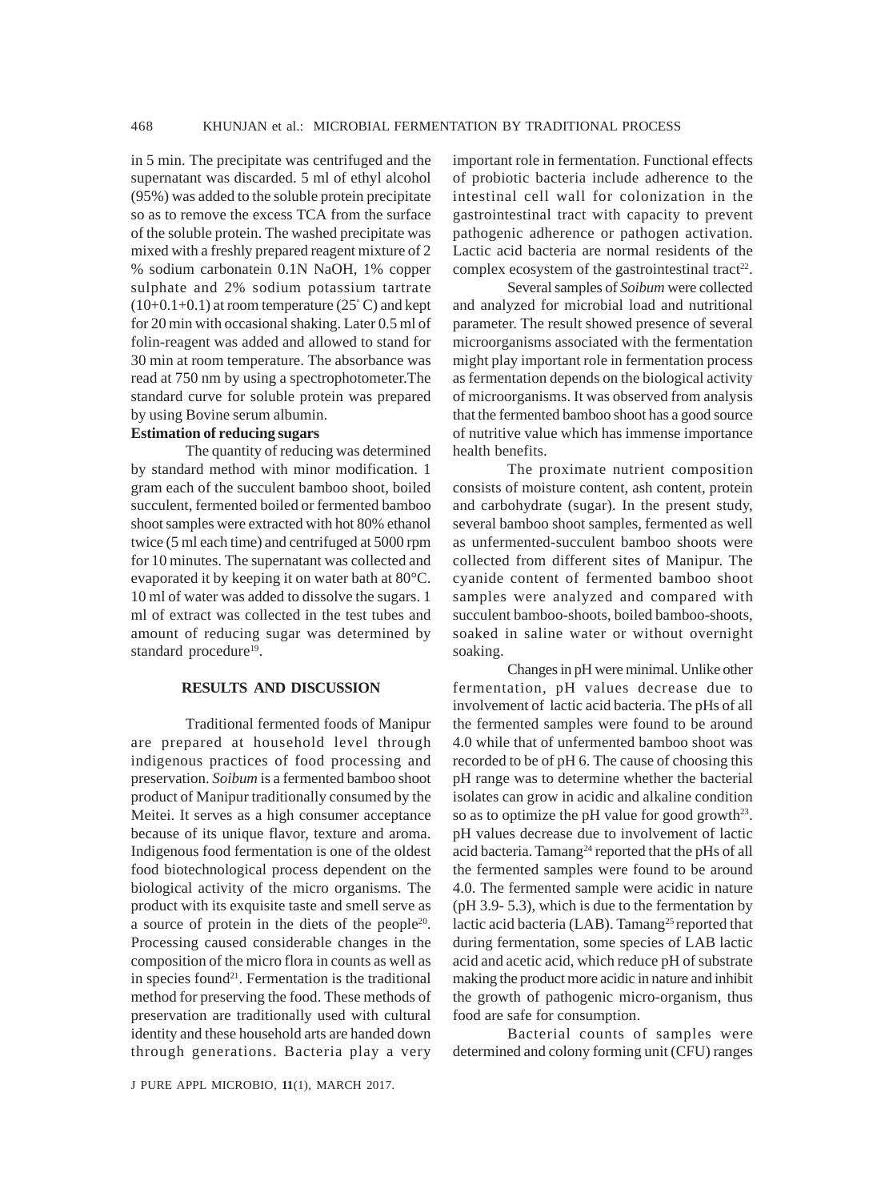in 5 min. The precipitate was centrifuged and the supernatant was discarded. 5 ml of ethyl alcohol (95%) was added to the soluble protein precipitate so as to remove the excess TCA from the surface of the soluble protein. The washed precipitate was mixed with a freshly prepared reagent mixture of 2 % sodium carbonatein 0.1N NaOH, 1% copper sulphate and 2% sodium potassium tartrate (10+0.1+0.1) at room temperature (25° C) and kept for 20 min with occasional shaking. Later 0.5 ml of folin-reagent was added and allowed to stand for 30 min at room temperature. The absorbance was read at 750 nm by using a spectrophotometer.The standard curve for soluble protein was prepared by using Bovine serum albumin.

**Estimation of reducing sugars**

The quantity of reducing was determined by standard method with minor modification. 1 gram each of the succulent bamboo shoot, boiled succulent, fermented boiled or fermented bamboo shoot samples were extracted with hot 80% ethanol twice (5 ml each time) and centrifuged at 5000 rpm for 10 minutes. The supernatant was collected and evaporated it by keeping it on water bath at 80°C. 10 ml of water was added to dissolve the sugars. 1 ml of extract was collected in the test tubes and amount of reducing sugar was determined by standard procedure[19].

## RESULTS AND DISCUSSION

Traditional fermented foods of Manipur are prepared at household level through indigenous practices of food processing and preservation. *Soibum* is a fermented bamboo shoot product of Manipur traditionally consumed by the Meitei. It serves as a high consumer acceptance because of its unique flavor, texture and aroma. Indigenous food fermentation is one of the oldest food biotechnological process dependent on the biological activity of the micro organisms. The product with its exquisite taste and smell serve as a source of protein in the diets of the people[20]. Processing caused considerable changes in the composition of the micro flora in counts as well as in species found[21]. Fermentation is the traditional method for preserving the food. These methods of preservation are traditionally used with cultural identity and these household arts are handed down through generations. Bacteria play a very important role in fermentation. Functional effects of probiotic bacteria include adherence to the intestinal cell wall for colonization in the gastrointestinal tract with capacity to prevent pathogenic adherence or pathogen activation. Lactic acid bacteria are normal residents of the complex ecosystem of the gastrointestinal tract[22].

Several samples of *Soibum* were collected and analyzed for microbial load and nutritional parameter. The result showed presence of several microorganisms associated with the fermentation might play important role in fermentation process as fermentation depends on the biological activity of microorganisms. It was observed from analysis that the fermented bamboo shoot has a good source of nutritive value which has immense importance health benefits.

The proximate nutrient composition consists of moisture content, ash content, protein and carbohydrate (sugar). In the present study, several bamboo shoot samples, fermented as well as unfermented-succulent bamboo shoots were collected from different sites of Manipur. The cyanide content of fermented bamboo shoot samples were analyzed and compared with succulent bamboo-shoots, boiled bamboo-shoots, soaked in saline water or without overnight soaking.

Changes in pH were minimal. Unlike other fermentation, pH values decrease due to involvement of lactic acid bacteria. The pHs of all the fermented samples were found to be around 4.0 while that of unfermented bamboo shoot was recorded to be of pH 6. The cause of choosing this pH range was to determine whether the bacterial isolates can grow in acidic and alkaline condition so as to optimize the pH value for good growth[23]. pH values decrease due to involvement of lactic acid bacteria. Tamang[24] reported that the pHs of all the fermented samples were found to be around 4.0. The fermented sample were acidic in nature (pH 3.9- 5.3), which is due to the fermentation by lactic acid bacteria (LAB). Tamang[25] reported that during fermentation, some species of LAB lactic acid and acetic acid, which reduce pH of substrate making the product more acidic in nature and inhibit the growth of pathogenic micro-organism, thus food are safe for consumption.

Bacterial counts of samples were determined and colony forming unit (CFU) ranges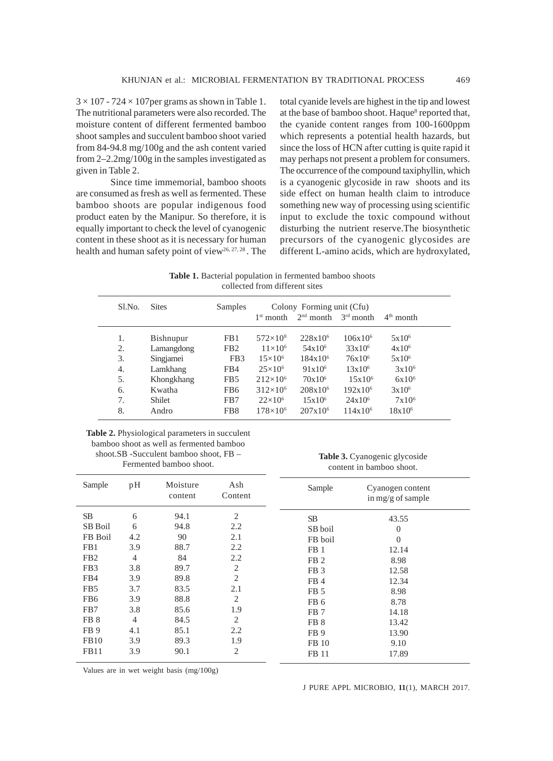$3 \times 107$ - $724 \times 107$per grams as shown in Table 1. The nutritional parameters were also recorded. The moisture content of different fermented bamboo shoot samples and succulent bamboo shoot varied from 84-94.8 mg/100g and the ash content varied from 2–2.2mg/100g in the samples investigated as given in Table 2.

Since time immemorial, bamboo shoots are consumed as fresh as well as fermented. These bamboo shoots are popular indigenous food product eaten by the Manipur. So therefore, it is equally important to check the level of cyanogenic content in these shoot as it is necessary for human health and human safety point of view[26, 27, 28]. The total cyanide levels are highest in the tip and lowest at the base of bamboo shoot. Haque[8] reported that, the cyanide content ranges from 100-1600ppm which represents a potential health hazards, but since the loss of HCN after cutting is quite rapid it may perhaps not present a problem for consumers. The occurrence of the compound taxiphyllin, which is a cyanogenic glycoside in raw shoots and its side effect on human health claim to introduce something new way of processing using scientific input to exclude the toxic compound without disturbing the nutrient reserve.The biosynthetic precursors of the cyanogenic glycosides are different L-amino acids, which are hydroxylated,

**Table 1.** Bacterial population in fermented bamboo shoots collected from different sites

| Sl.No. | Sites | Samples | Colony Forming unit (Cfu) | | | |
|---|---|---|---|---|---|---|
| | | | $1^{st}$ month | $2^{nd}$ month | $3^{rd}$ month | $4^{th}$ month |
| 1. | Bishnupur | FB1 | $572\times10^8$ | $228\times10^6$ | $106\times10^6$ | $5\times10^6$ |
| 2. | Lamangdong | FB2 | $11\times10^6$ | $54\times10^6$ | $33\times10^6$ | $4\times10^6$ |
| 3. | Singjamei | FB3 | $15\times10^6$ | $184\times10^6$ | $76\times10^6$ | $5\times10^6$ |
| 4. | Lamkhang | FB4 | $25\times10^6$ | $91\times10^6$ | $13\times10^6$ | $3\times10^6$ |
| 5. | Khongkhang | FB5 | $212\times10^6$ | $70\times10^6$ | $15\times10^6$ | $6\times10^6$ |
| 6. | Kwatha | FB6 | $312\times10^6$ | $208\times10^6$ | $192\times10^6$ | $3\times10^6$ |
| 7. | Shilet | FB7 | $22\times10^6$ | $15\times10^6$ | $24\times10^6$ | $7\times10^6$ |
| 8. | Andro | FB8 | $178\times10^6$ | $207\times10^6$ | $114\times10^6$ | $18\times10^6$ |

**Table 2.** Physiological parameters in succulent bamboo shoot as well as fermented bamboo shoot.SB -Succulent bamboo shoot, FB – Fermented bamboo shoot.

| Sample | pH | Moisture content | Ash Content |
|---|---|---|---|
| SB | 6 | 94.1 | 2 |
| SB Boil | 6 | 94.8 | 2.2 |
| FB Boil | 4.2 | 90 | 2.1 |
| FB1 | 3.9 | 88.7 | 2.2 |
| FB2 | 4 | 84 | 2.2 |
| FB3 | 3.8 | 89.7 | 2 |
| FB4 | 3.9 | 89.8 | 2 |
| FB5 | 3.7 | 83.5 | 2.1 |
| FB6 | 3.9 | 88.8 | 2 |
| FB7 | 3.8 | 85.6 | 1.9 |
| FB 8 | 4 | 84.5 | 2 |
| FB 9 | 4.1 | 85.1 | 2.2 |
| FB10 | 3.9 | 89.3 | 1.9 |
| FB11 | 3.9 | 90.1 | 2 |

Values are in wet weight basis (mg/100g)

**Table 3.** Cyanogenic glycoside content in bamboo shoot.

| Sample | Cyanogen content in mg/g of sample |
|---|---|
| SB | 43.55 |
| SB boil | 0 |
| FB boil | 0 |
| FB 1 | 12.14 |
| FB 2 | 8.98 |
| FB 3 | 12.58 |
| FB 4 | 12.34 |
| FB 5 | 8.98 |
| FB 6 | 8.78 |
| FB 7 | 14.18 |
| FB 8 | 13.42 |
| FB 9 | 13.90 |
| FB 10 | 9.10 |
| FB 11 | 17.89 |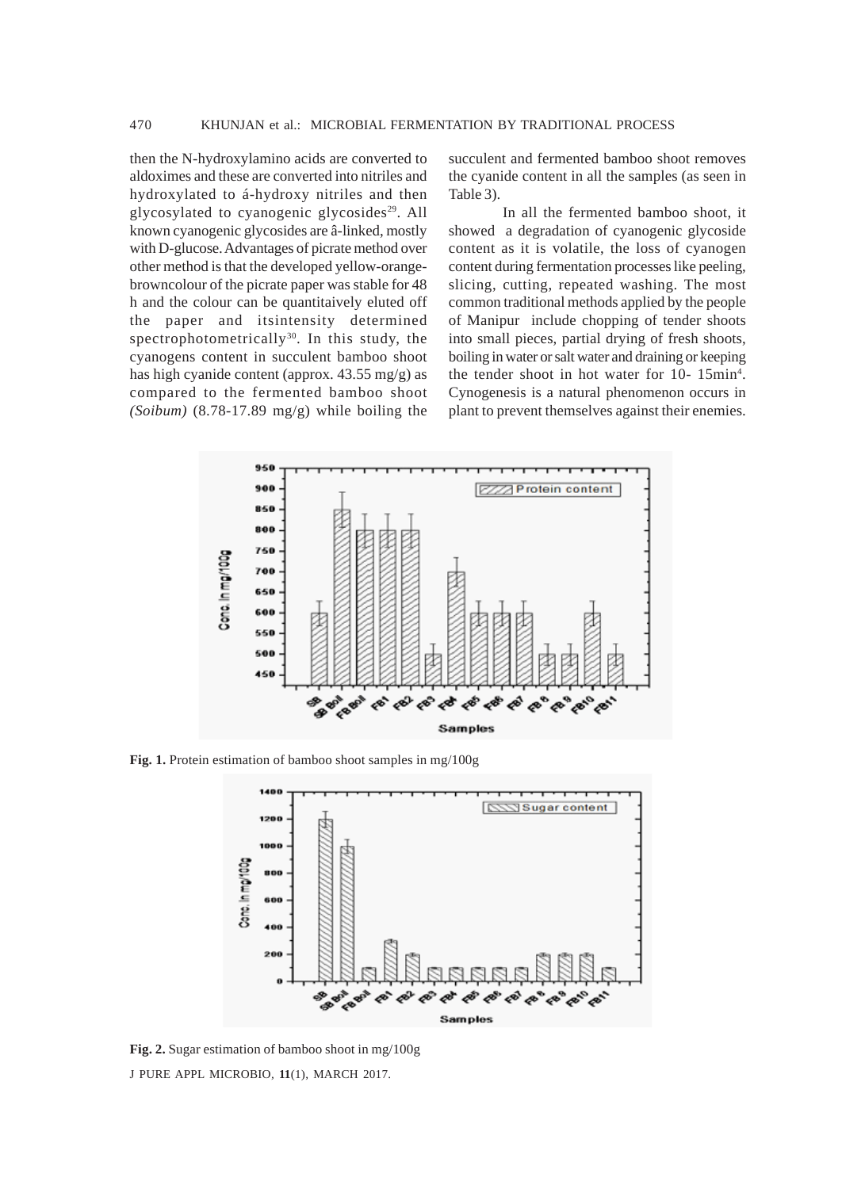then the N-hydroxylamino acids are converted to aldoximes and these are converted into nitriles and hydroxylated to á-hydroxy nitriles and then glycosylated to cyanogenic glycosides[29]. All known cyanogenic glycosides are â-linked, mostly with D-glucose. Advantages of picrate method over other method is that the developed yellow-orange-browncolour of the picrate paper was stable for 48 h and the colour can be quantitaively eluted off the paper and itsintensity determined spectrophotometrically[30]. In this study, the cyanogens content in succulent bamboo shoot has high cyanide content (approx. 43.55 mg/g) as compared to the fermented bamboo shoot *(Soibum)* (8.78-17.89 mg/g) while boiling the succulent and fermented bamboo shoot removes the cyanide content in all the samples (as seen in Table 3).

In all the fermented bamboo shoot, it showed a degradation of cyanogenic glycoside content as it is volatile, the loss of cyanogen content during fermentation processes like peeling, slicing, cutting, repeated washing. The most common traditional methods applied by the people of Manipur include chopping of tender shoots into small pieces, partial drying of fresh shoots, boiling in water or salt water and draining or keeping the tender shoot in hot water for 10- 15min[4]. Cynogenesis is a natural phenomenon occurs in plant to prevent themselves against their enemies.

**Fig. 1.** Protein estimation of bamboo shoot samples in mg/100g

**Fig. 2.** Sugar estimation of bamboo shoot in mg/100g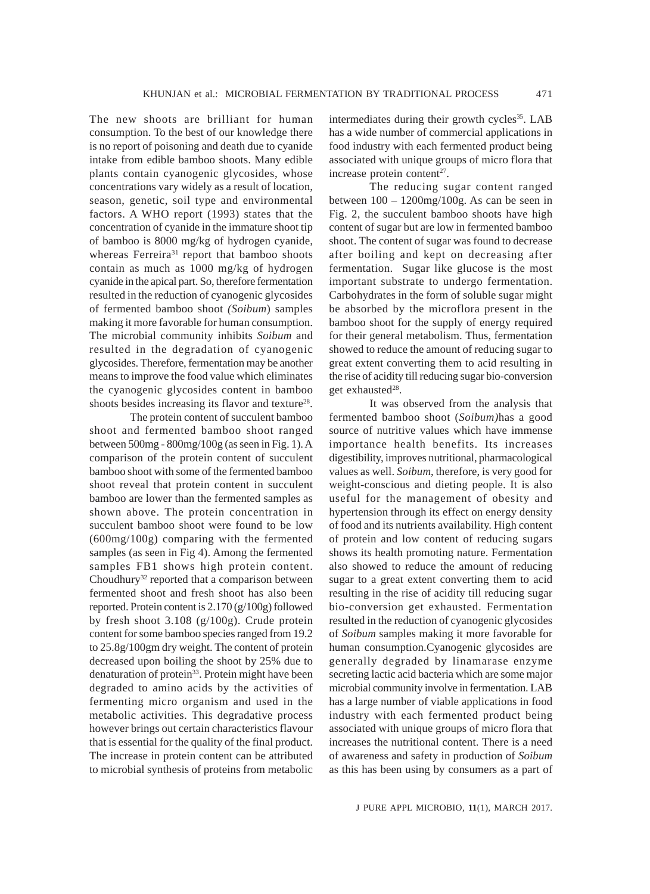The new shoots are brilliant for human consumption. To the best of our knowledge there is no report of poisoning and death due to cyanide intake from edible bamboo shoots. Many edible plants contain cyanogenic glycosides, whose concentrations vary widely as a result of location, season, genetic, soil type and environmental factors. A WHO report (1993) states that the concentration of cyanide in the immature shoot tip of bamboo is 8000 mg/kg of hydrogen cyanide, whereas Ferreira[31] report that bamboo shoots contain as much as 1000 mg/kg of hydrogen cyanide in the apical part. So, therefore fermentation resulted in the reduction of cyanogenic glycosides of fermented bamboo shoot *(Soibum*) samples making it more favorable for human consumption. The microbial community inhibits *Soibum* and resulted in the degradation of cyanogenic glycosides. Therefore, fermentation may be another means to improve the food value which eliminates the cyanogenic glycosides content in bamboo shoots besides increasing its flavor and texture[28].

The protein content of succulent bamboo shoot and fermented bamboo shoot ranged between 500mg - 800mg/100g (as seen in Fig. 1). A comparison of the protein content of succulent bamboo shoot with some of the fermented bamboo shoot reveal that protein content in succulent bamboo are lower than the fermented samples as shown above. The protein concentration in succulent bamboo shoot were found to be low (600mg/100g) comparing with the fermented samples (as seen in Fig 4). Among the fermented samples FB1 shows high protein content. Choudhury[32] reported that a comparison between fermented shoot and fresh shoot has also been reported. Protein content is 2.170 (g/100g) followed by fresh shoot 3.108 (g/100g). Crude protein content for some bamboo species ranged from 19.2 to 25.8g/100gm dry weight. The content of protein decreased upon boiling the shoot by 25% due to denaturation of protein[33]. Protein might have been degraded to amino acids by the activities of fermenting micro organism and used in the metabolic activities. This degradative process however brings out certain characteristics flavour that is essential for the quality of the final product. The increase in protein content can be attributed to microbial synthesis of proteins from metabolic intermediates during their growth cycles[35]. LAB has a wide number of commercial applications in food industry with each fermented product being associated with unique groups of micro flora that increase protein content[27].

The reducing sugar content ranged between 100 – 1200mg/100g. As can be seen in Fig. 2, the succulent bamboo shoots have high content of sugar but are low in fermented bamboo shoot. The content of sugar was found to decrease after boiling and kept on decreasing after fermentation. Sugar like glucose is the most important substrate to undergo fermentation. Carbohydrates in the form of soluble sugar might be absorbed by the microflora present in the bamboo shoot for the supply of energy required for their general metabolism. Thus, fermentation showed to reduce the amount of reducing sugar to great extent converting them to acid resulting in the rise of acidity till reducing sugar bio-conversion get exhausted[28].

It was observed from the analysis that fermented bamboo shoot (*Soibum)*has a good source of nutritive values which have immense importance health benefits. Its increases digestibility, improves nutritional, pharmacological values as well. *Soibum*, therefore, is very good for weight-conscious and dieting people. It is also useful for the management of obesity and hypertension through its effect on energy density of food and its nutrients availability. High content of protein and low content of reducing sugars shows its health promoting nature. Fermentation also showed to reduce the amount of reducing sugar to a great extent converting them to acid resulting in the rise of acidity till reducing sugar bio-conversion get exhausted. Fermentation resulted in the reduction of cyanogenic glycosides of *Soibum* samples making it more favorable for human consumption.Cyanogenic glycosides are generally degraded by linamarase enzyme secreting lactic acid bacteria which are some major microbial community involve in fermentation. LAB has a large number of viable applications in food industry with each fermented product being associated with unique groups of micro flora that increases the nutritional content. There is a need of awareness and safety in production of *Soibum* as this has been using by consumers as a part of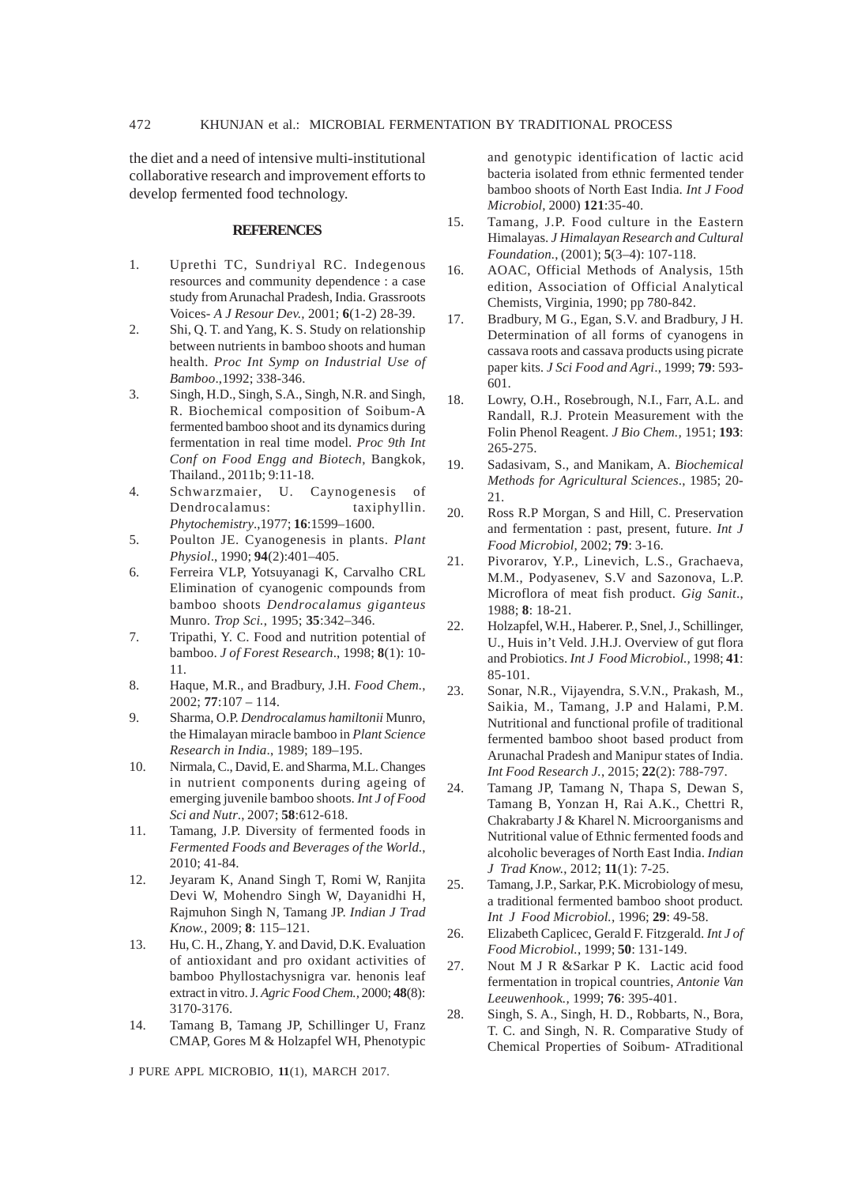the diet and a need of intensive multi-institutional collaborative research and improvement efforts to develop fermented food technology.

## REFERENCES

1. Uprethi TC, Sundriyal RC. Indegenous resources and community dependence : a case study from Arunachal Pradesh, India. Grassroots Voices- *A J Resour Dev.,* 2001; **6**(1-2) 28-39.
2. Shi, Q. T. and Yang, K. S. Study on relationship between nutrients in bamboo shoots and human health. *Proc Int Symp on Industrial Use of Bamboo*.,1992; 338-346.
3. Singh, H.D., Singh, S.A., Singh, N.R. and Singh, R. Biochemical composition of Soibum-A fermented bamboo shoot and its dynamics during fermentation in real time model. *Proc 9th Int Conf on Food Engg and Biotech*, Bangkok, Thailand., 2011b; 9:11-18.
4. Schwarzmaier, U. Caynogenesis of Dendrocalamus: taxiphyllin. *Phytochemistry*.,1977; **16**:1599–1600.
5. Poulton JE. Cyanogenesis in plants. *Plant Physiol*., 1990; **94**(2):401–405.
6. Ferreira VLP, Yotsuyanagi K, Carvalho CRL Elimination of cyanogenic compounds from bamboo shoots *Dendrocalamus giganteus* Munro. *Trop Sci.*, 1995; **35**:342–346.
7. Tripathi, Y. C. Food and nutrition potential of bamboo. *J of Forest Research*., 1998; **8**(1): 10-11.
8. Haque, M.R., and Bradbury, J.H. *Food Chem.*, 2002; **77**:107 – 114.
9. Sharma, O.P. *Dendrocalamus hamiltonii* Munro, the Himalayan miracle bamboo in *Plant Science Research in India*., 1989; 189–195.
10. Nirmala, C., David, E. and Sharma, M.L. Changes in nutrient components during ageing of emerging juvenile bamboo shoots. *Int J of Food Sci and Nutr.*, 2007; **58**:612-618.
11. Tamang, J.P. Diversity of fermented foods in *Fermented Foods and Beverages of the World.*, 2010; 41-84.
12. Jeyaram K, Anand Singh T, Romi W, Ranjita Devi W, Mohendro Singh W, Dayanidhi H, Rajmuhon Singh N, Tamang JP. *Indian J Trad Know.*, 2009; **8**: 115–121.
13. Hu, C. H., Zhang, Y. and David, D.K. Evaluation of antioxidant and pro oxidant activities of bamboo Phyllostachysnigra var. henonis leaf extract in vitro. J. *Agric Food Chem.*, 2000; **48**(8): 3170-3176.
14. Tamang B, Tamang JP, Schillinger U, Franz CMAP, Gores M & Holzapfel WH, Phenotypic and genotypic identification of lactic acid bacteria isolated from ethnic fermented tender bamboo shoots of North East India. *Int J Food Microbiol*, 2000) **121**:35-40.
15. Tamang, J.P. Food culture in the Eastern Himalayas. *J Himalayan Research and Cultural Foundation.*, (2001); **5**(3–4): 107-118.
16. AOAC, Official Methods of Analysis, 15th edition, Association of Official Analytical Chemists, Virginia, 1990; pp 780-842.
17. Bradbury, M G., Egan, S.V. and Bradbury, J H. Determination of all forms of cyanogens in cassava roots and cassava products using picrate paper kits. *J Sci Food and Agri*., 1999; **79**: 593-601.
18. Lowry, O.H., Rosebrough, N.I., Farr, A.L. and Randall, R.J. Protein Measurement with the Folin Phenol Reagent. *J Bio Chem.,* 1951; **193**: 265-275.
19. Sadasivam, S., and Manikam, A. *Biochemical Methods for Agricultural Sciences*., 1985; 20-21.
20. Ross R.P Morgan, S and Hill, C. Preservation and fermentation : past, present, future. *Int J Food Microbiol*, 2002; **79**: 3-16.
21. Pivorarov, Y.P., Linevich, L.S., Grachaeva, M.M., Podyasenev, S.V and Sazonova, L.P. Microflora of meat fish product. *Gig Sanit.,* 1988; **8**: 18-21.
22. Holzapfel, W.H., Haberer. P., Snel, J., Schillinger, U., Huis in't Veld. J.H.J. Overview of gut flora and Probiotics. *Int J Food Microbiol.*, 1998; **41**: 85-101.
23. Sonar, N.R., Vijayendra, S.V.N., Prakash, M., Saikia, M., Tamang, J.P and Halami, P.M. Nutritional and functional profile of traditional fermented bamboo shoot based product from Arunachal Pradesh and Manipur states of India. *Int Food Research J.*, 2015; **22**(2): 788-797.
24. Tamang JP, Tamang N, Thapa S, Dewan S, Tamang B, Yonzan H, Rai A.K., Chettri R, Chakrabarty J & Kharel N. Microorganisms and Nutritional value of Ethnic fermented foods and alcoholic beverages of North East India. *Indian J Trad Know.*, 2012; **11**(1): 7-25.
25. Tamang, J.P., Sarkar, P.K. Microbiology of mesu, a traditional fermented bamboo shoot product. *Int J Food Microbiol.*, 1996; **29**: 49-58.
26. Elizabeth Caplicec, Gerald F. Fitzgerald. *Int J of Food Microbiol.*, 1999; **50**: 131-149.
27. Nout M J R &Sarkar P K. Lactic acid food fermentation in tropical countries, *Antonie Van Leeuwenhook.*, 1999; **76**: 395-401.
28. Singh, S. A., Singh, H. D., Robbarts, N., Bora, T. C. and Singh, N. R. Comparative Study of Chemical Properties of Soibum- ATraditional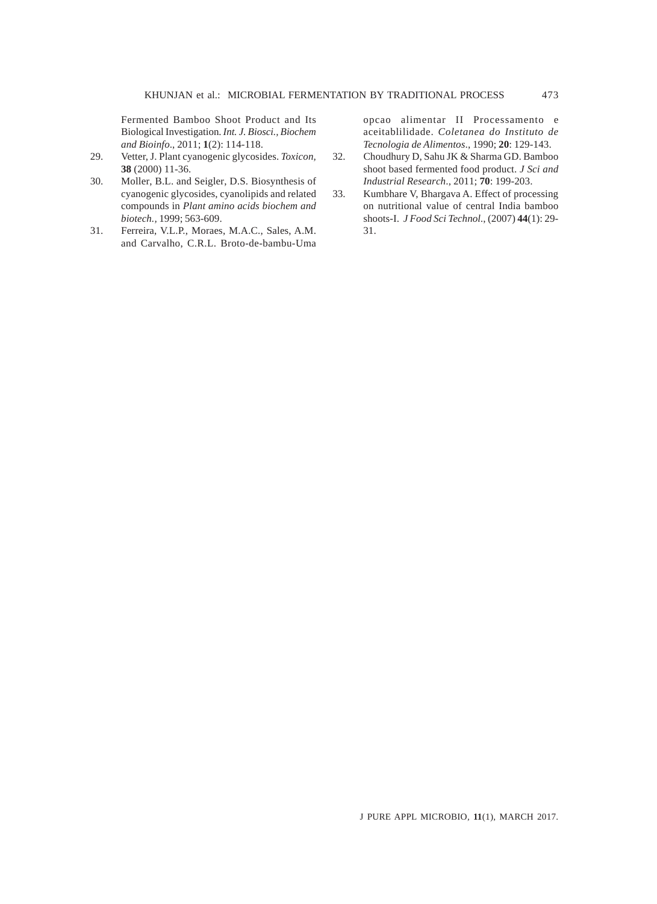Fermented Bamboo Shoot Product and Its Biological Investigation. *Int. J. Biosci., Biochem and Bioinfo*., 2011; **1**(2): 114-118.

29. Vetter, J. Plant cyanogenic glycosides. *Toxicon*, **38** (2000) 11-36.
30. Moller, B.L. and Seigler, D.S. Biosynthesis of cyanogenic glycosides, cyanolipids and related compounds in *Plant amino acids biochem and biotech.*, 1999; 563-609.
31. Ferreira, V.L.P., Moraes, M.A.C., Sales, A.M. and Carvalho, C.R.L. Broto-de-bambu-Uma opcao alimentar II Processamento e aceitablilidade. *Coletanea do Instituto de Tecnologia de Alimentos*., 1990; **20**: 129-143.
32. Choudhury D, Sahu JK & Sharma GD. Bamboo shoot based fermented food product. *J Sci and Industrial Research*., 2011; **70**: 199-203.
33. Kumbhare V, Bhargava A. Effect of processing on nutritional value of central India bamboo shoots-I. *J Food Sci Technol*., (2007) **44**(1): 29-31.